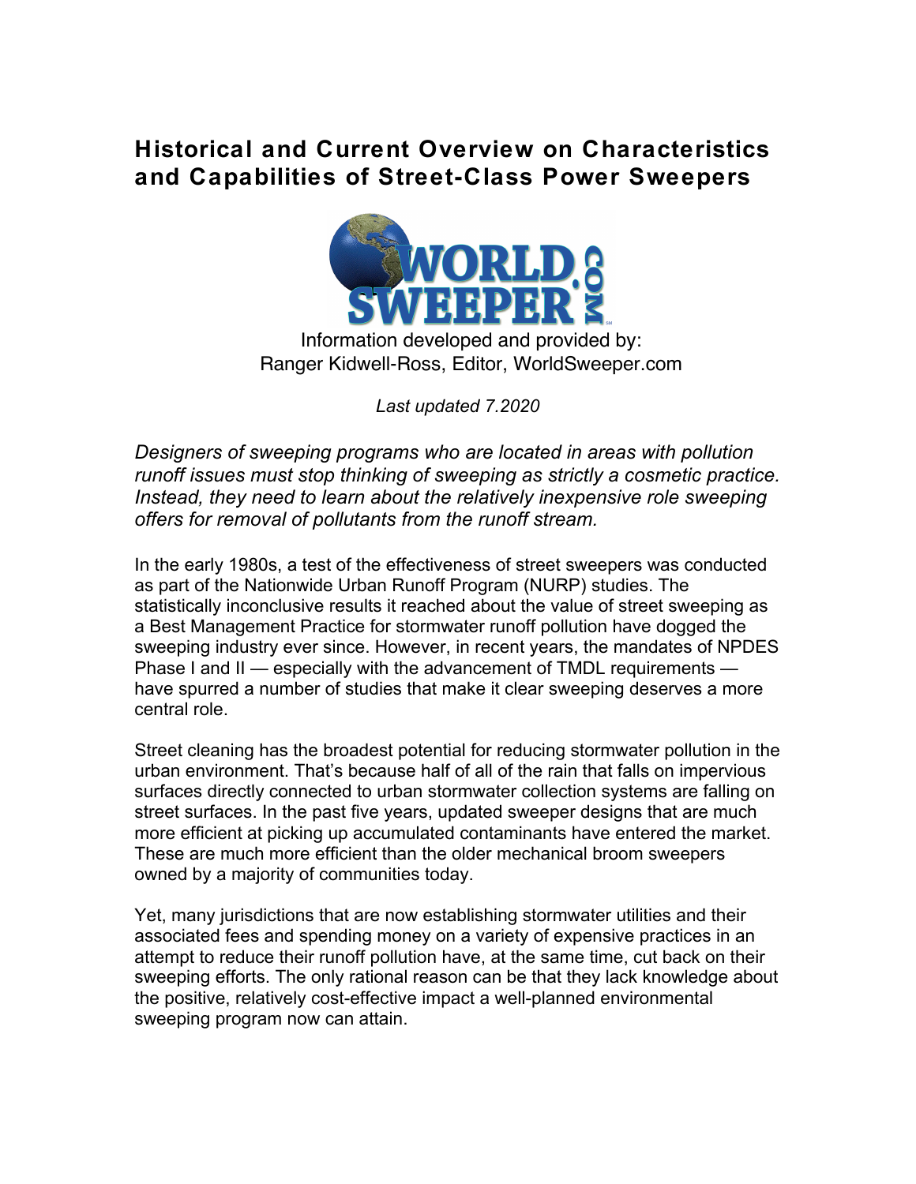# Historical and Current Overview on Characteristics and Capabilities of Street-Class Power Sweepers

Information developed and provided by:
Ranger Kidwell-Ross, Editor, WorldSweeper.com

*Last updated 7.2020*

*Designers of sweeping programs who are located in areas with pollution runoff issues must stop thinking of sweeping as strictly a cosmetic practice. Instead, they need to learn about the relatively inexpensive role sweeping offers for removal of pollutants from the runoff stream.*

In the early 1980s, a test of the effectiveness of street sweepers was conducted as part of the Nationwide Urban Runoff Program (NURP) studies. The statistically inconclusive results it reached about the value of street sweeping as a Best Management Practice for stormwater runoff pollution have dogged the sweeping industry ever since. However, in recent years, the mandates of NPDES Phase I and II — especially with the advancement of TMDL requirements — have spurred a number of studies that make it clear sweeping deserves a more central role.

Street cleaning has the broadest potential for reducing stormwater pollution in the urban environment. That's because half of all of the rain that falls on impervious surfaces directly connected to urban stormwater collection systems are falling on street surfaces. In the past five years, updated sweeper designs that are much more efficient at picking up accumulated contaminants have entered the market. These are much more efficient than the older mechanical broom sweepers owned by a majority of communities today.

Yet, many jurisdictions that are now establishing stormwater utilities and their associated fees and spending money on a variety of expensive practices in an attempt to reduce their runoff pollution have, at the same time, cut back on their sweeping efforts. The only rational reason can be that they lack knowledge about the positive, relatively cost-effective impact a well-planned environmental sweeping program now can attain.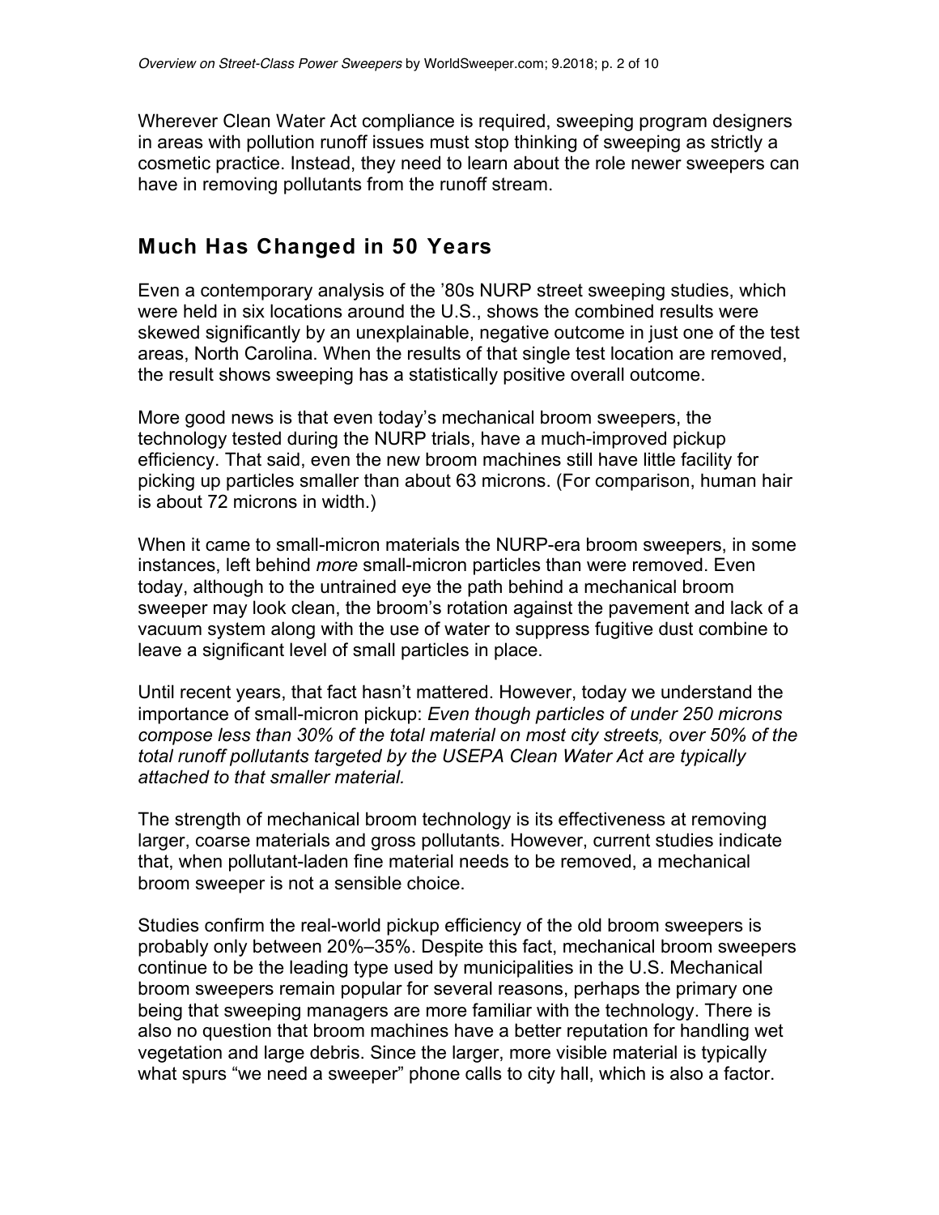Wherever Clean Water Act compliance is required, sweeping program designers in areas with pollution runoff issues must stop thinking of sweeping as strictly a cosmetic practice. Instead, they need to learn about the role newer sweepers can have in removing pollutants from the runoff stream.

## Much Has Changed in 50 Years

Even a contemporary analysis of the '80s NURP street sweeping studies, which were held in six locations around the U.S., shows the combined results were skewed significantly by an unexplainable, negative outcome in just one of the test areas, North Carolina. When the results of that single test location are removed, the result shows sweeping has a statistically positive overall outcome.

More good news is that even today's mechanical broom sweepers, the technology tested during the NURP trials, have a much-improved pickup efficiency. That said, even the new broom machines still have little facility for picking up particles smaller than about 63 microns. (For comparison, human hair is about 72 microns in width.)

When it came to small-micron materials the NURP-era broom sweepers, in some instances, left behind *more* small-micron particles than were removed. Even today, although to the untrained eye the path behind a mechanical broom sweeper may look clean, the broom's rotation against the pavement and lack of a vacuum system along with the use of water to suppress fugitive dust combine to leave a significant level of small particles in place.

Until recent years, that fact hasn't mattered. However, today we understand the importance of small-micron pickup: *Even though particles of under 250 microns compose less than 30% of the total material on most city streets, over 50% of the total runoff pollutants targeted by the USEPA Clean Water Act are typically attached to that smaller material.*

The strength of mechanical broom technology is its effectiveness at removing larger, coarse materials and gross pollutants. However, current studies indicate that, when pollutant-laden fine material needs to be removed, a mechanical broom sweeper is not a sensible choice.

Studies confirm the real-world pickup efficiency of the old broom sweepers is probably only between 20%–35%. Despite this fact, mechanical broom sweepers continue to be the leading type used by municipalities in the U.S. Mechanical broom sweepers remain popular for several reasons, perhaps the primary one being that sweeping managers are more familiar with the technology. There is also no question that broom machines have a better reputation for handling wet vegetation and large debris. Since the larger, more visible material is typically what spurs "we need a sweeper" phone calls to city hall, which is also a factor.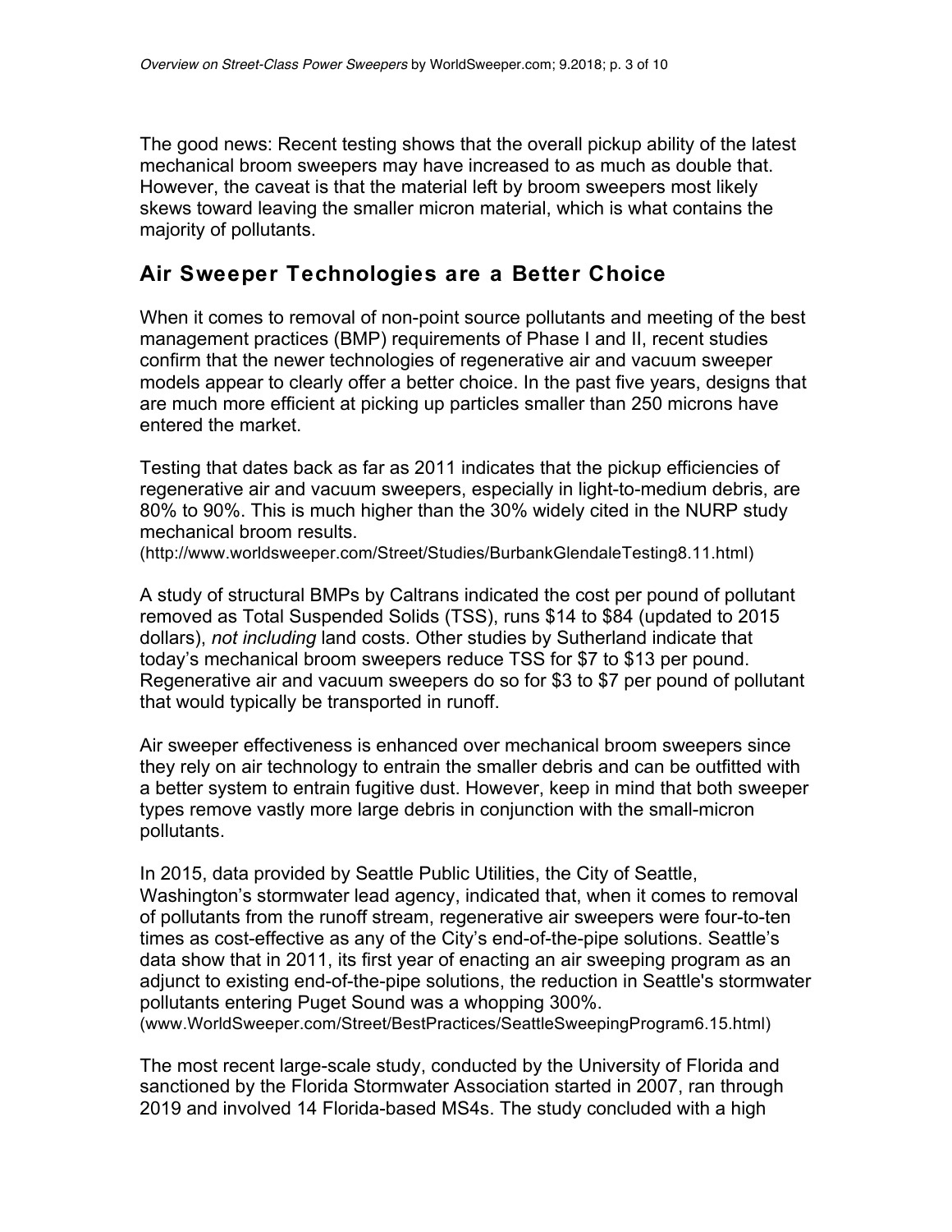The good news: Recent testing shows that the overall pickup ability of the latest mechanical broom sweepers may have increased to as much as double that. However, the caveat is that the material left by broom sweepers most likely skews toward leaving the smaller micron material, which is what contains the majority of pollutants.

## Air Sweeper Technologies are a Better Choice

When it comes to removal of non-point source pollutants and meeting of the best management practices (BMP) requirements of Phase I and II, recent studies confirm that the newer technologies of regenerative air and vacuum sweeper models appear to clearly offer a better choice. In the past five years, designs that are much more efficient at picking up particles smaller than 250 microns have entered the market.

Testing that dates back as far as 2011 indicates that the pickup efficiencies of regenerative air and vacuum sweepers, especially in light-to-medium debris, are 80% to 90%. This is much higher than the 30% widely cited in the NURP study mechanical broom results.
(http://www.worldsweeper.com/Street/Studies/BurbankGlendaleTesting8.11.html)

A study of structural BMPs by Caltrans indicated the cost per pound of pollutant removed as Total Suspended Solids (TSS), runs $14 to $84 (updated to 2015 dollars), *not including* land costs. Other studies by Sutherland indicate that today's mechanical broom sweepers reduce TSS for $7 to $13 per pound. Regenerative air and vacuum sweepers do so for $3 to $7 per pound of pollutant that would typically be transported in runoff.

Air sweeper effectiveness is enhanced over mechanical broom sweepers since they rely on air technology to entrain the smaller debris and can be outfitted with a better system to entrain fugitive dust. However, keep in mind that both sweeper types remove vastly more large debris in conjunction with the small-micron pollutants.

In 2015, data provided by Seattle Public Utilities, the City of Seattle, Washington's stormwater lead agency, indicated that, when it comes to removal of pollutants from the runoff stream, regenerative air sweepers were four-to-ten times as cost-effective as any of the City's end-of-the-pipe solutions. Seattle's data show that in 2011, its first year of enacting an air sweeping program as an adjunct to existing end-of-the-pipe solutions, the reduction in Seattle's stormwater pollutants entering Puget Sound was a whopping 300%.
(www.WorldSweeper.com/Street/BestPractices/SeattleSweepingProgram6.15.html)

The most recent large-scale study, conducted by the University of Florida and sanctioned by the Florida Stormwater Association started in 2007, ran through 2019 and involved 14 Florida-based MS4s. The study concluded with a high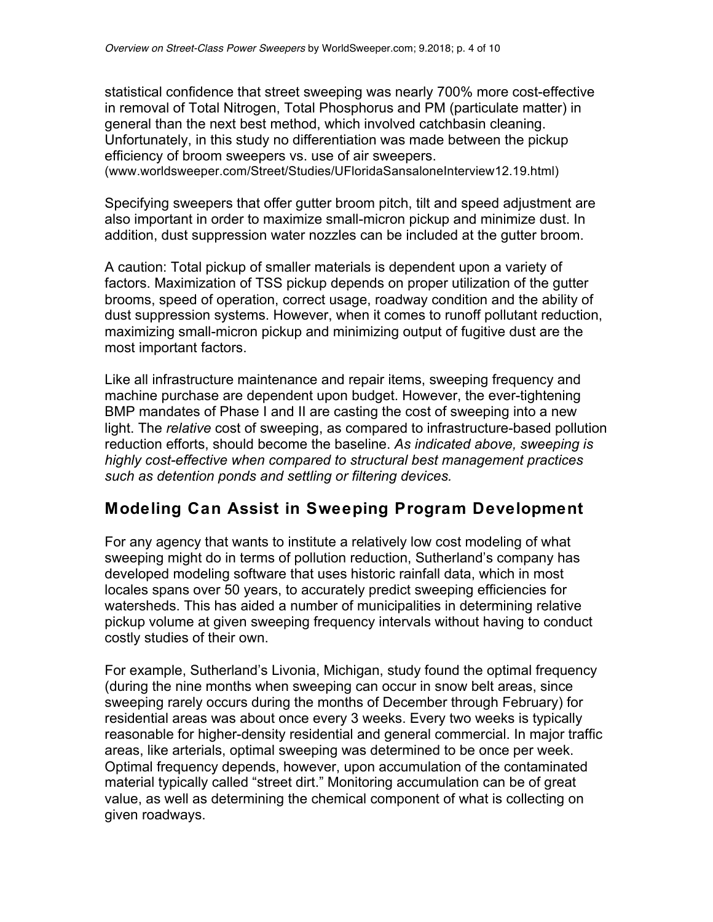statistical confidence that street sweeping was nearly 700% more cost-effective in removal of Total Nitrogen, Total Phosphorus and PM (particulate matter) in general than the next best method, which involved catchbasin cleaning. Unfortunately, in this study no differentiation was made between the pickup efficiency of broom sweepers vs. use of air sweepers. (www.worldsweeper.com/Street/Studies/UFloridaSansaloneInterview12.19.html)

Specifying sweepers that offer gutter broom pitch, tilt and speed adjustment are also important in order to maximize small-micron pickup and minimize dust. In addition, dust suppression water nozzles can be included at the gutter broom.

A caution: Total pickup of smaller materials is dependent upon a variety of factors. Maximization of TSS pickup depends on proper utilization of the gutter brooms, speed of operation, correct usage, roadway condition and the ability of dust suppression systems. However, when it comes to runoff pollutant reduction, maximizing small-micron pickup and minimizing output of fugitive dust are the most important factors.

Like all infrastructure maintenance and repair items, sweeping frequency and machine purchase are dependent upon budget. However, the ever-tightening BMP mandates of Phase I and II are casting the cost of sweeping into a new light. The *relative* cost of sweeping, as compared to infrastructure-based pollution reduction efforts, should become the baseline. *As indicated above, sweeping is highly cost-effective when compared to structural best management practices such as detention ponds and settling or filtering devices.*

## Modeling Can Assist in Sweeping Program Development

For any agency that wants to institute a relatively low cost modeling of what sweeping might do in terms of pollution reduction, Sutherland's company has developed modeling software that uses historic rainfall data, which in most locales spans over 50 years, to accurately predict sweeping efficiencies for watersheds. This has aided a number of municipalities in determining relative pickup volume at given sweeping frequency intervals without having to conduct costly studies of their own.

For example, Sutherland's Livonia, Michigan, study found the optimal frequency (during the nine months when sweeping can occur in snow belt areas, since sweeping rarely occurs during the months of December through February) for residential areas was about once every 3 weeks. Every two weeks is typically reasonable for higher-density residential and general commercial. In major traffic areas, like arterials, optimal sweeping was determined to be once per week. Optimal frequency depends, however, upon accumulation of the contaminated material typically called "street dirt." Monitoring accumulation can be of great value, as well as determining the chemical component of what is collecting on given roadways.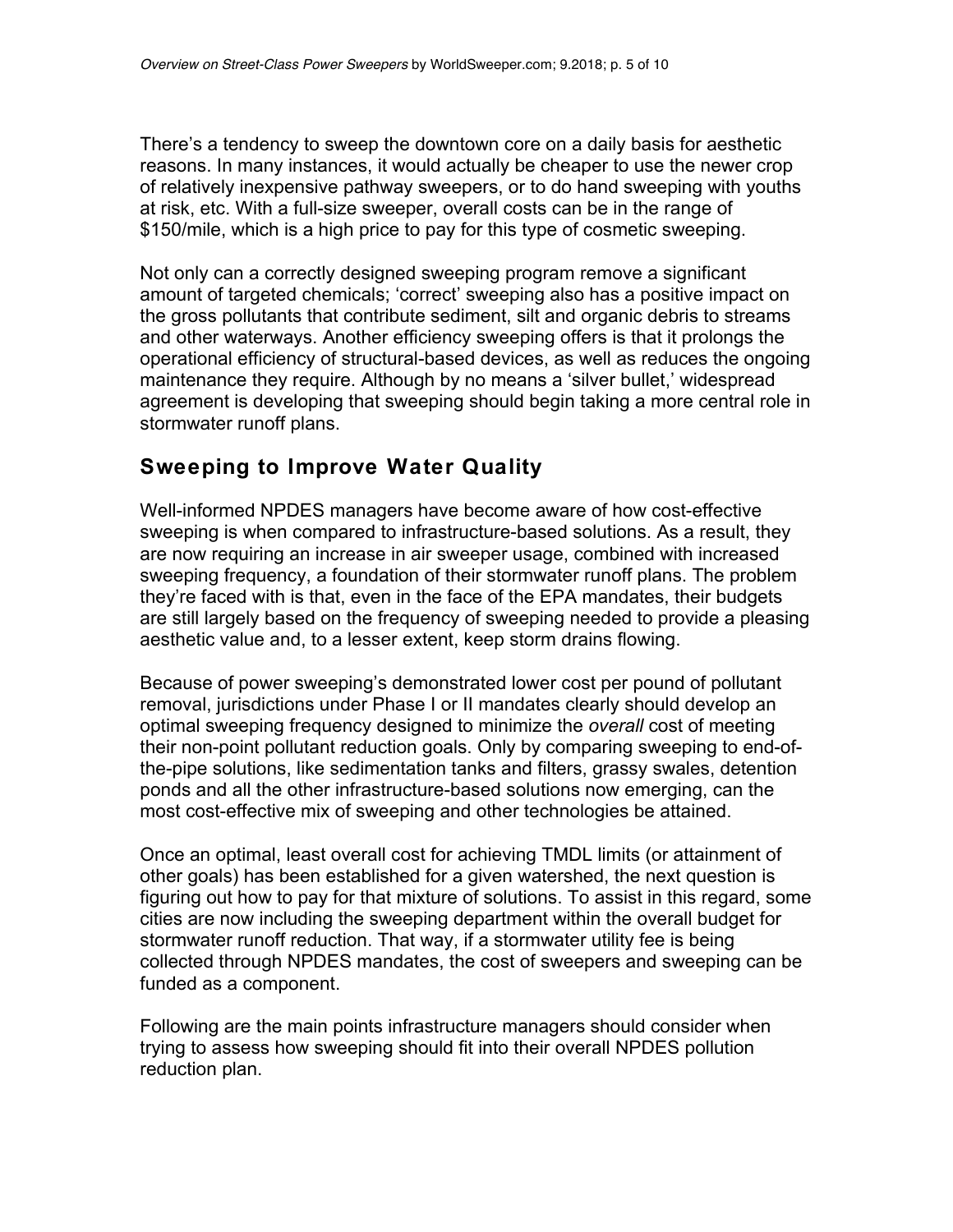There's a tendency to sweep the downtown core on a daily basis for aesthetic reasons. In many instances, it would actually be cheaper to use the newer crop of relatively inexpensive pathway sweepers, or to do hand sweeping with youths at risk, etc. With a full-size sweeper, overall costs can be in the range of $150/mile, which is a high price to pay for this type of cosmetic sweeping.

Not only can a correctly designed sweeping program remove a significant amount of targeted chemicals; 'correct' sweeping also has a positive impact on the gross pollutants that contribute sediment, silt and organic debris to streams and other waterways. Another efficiency sweeping offers is that it prolongs the operational efficiency of structural-based devices, as well as reduces the ongoing maintenance they require. Although by no means a 'silver bullet,' widespread agreement is developing that sweeping should begin taking a more central role in stormwater runoff plans.

## Sweeping to Improve Water Quality

Well-informed NPDES managers have become aware of how cost-effective sweeping is when compared to infrastructure-based solutions. As a result, they are now requiring an increase in air sweeper usage, combined with increased sweeping frequency, a foundation of their stormwater runoff plans. The problem they're faced with is that, even in the face of the EPA mandates, their budgets are still largely based on the frequency of sweeping needed to provide a pleasing aesthetic value and, to a lesser extent, keep storm drains flowing.

Because of power sweeping's demonstrated lower cost per pound of pollutant removal, jurisdictions under Phase I or II mandates clearly should develop an optimal sweeping frequency designed to minimize the *overall* cost of meeting their non-point pollutant reduction goals. Only by comparing sweeping to end-of-the-pipe solutions, like sedimentation tanks and filters, grassy swales, detention ponds and all the other infrastructure-based solutions now emerging, can the most cost-effective mix of sweeping and other technologies be attained.

Once an optimal, least overall cost for achieving TMDL limits (or attainment of other goals) has been established for a given watershed, the next question is figuring out how to pay for that mixture of solutions. To assist in this regard, some cities are now including the sweeping department within the overall budget for stormwater runoff reduction. That way, if a stormwater utility fee is being collected through NPDES mandates, the cost of sweepers and sweeping can be funded as a component.

Following are the main points infrastructure managers should consider when trying to assess how sweeping should fit into their overall NPDES pollution reduction plan.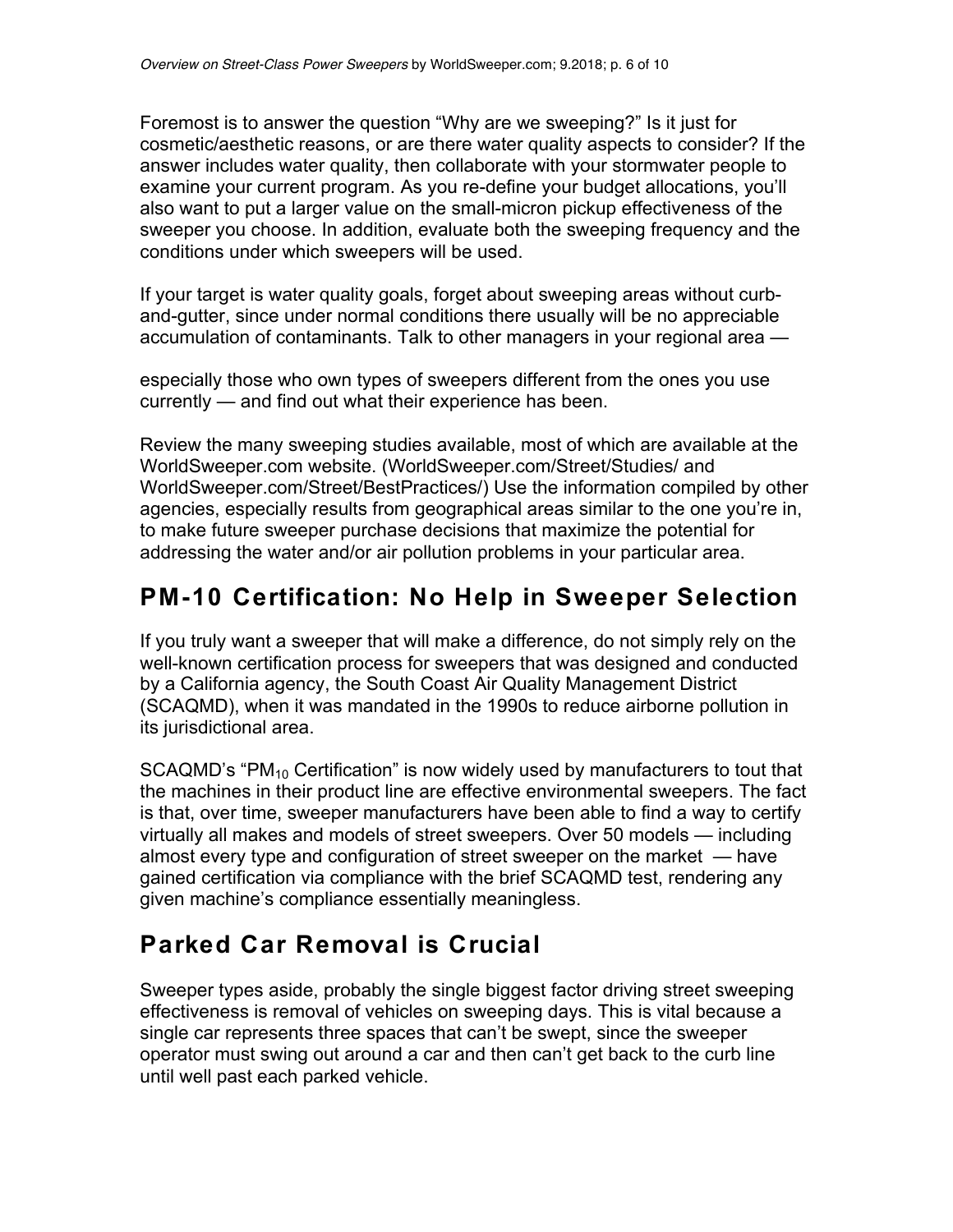Foremost is to answer the question "Why are we sweeping?" Is it just for cosmetic/aesthetic reasons, or are there water quality aspects to consider? If the answer includes water quality, then collaborate with your stormwater people to examine your current program. As you re-define your budget allocations, you'll also want to put a larger value on the small-micron pickup effectiveness of the sweeper you choose. In addition, evaluate both the sweeping frequency and the conditions under which sweepers will be used.

If your target is water quality goals, forget about sweeping areas without curb-and-gutter, since under normal conditions there usually will be no appreciable accumulation of contaminants. Talk to other managers in your regional area — especially those who own types of sweepers different from the ones you use currently — and find out what their experience has been.

Review the many sweeping studies available, most of which are available at the WorldSweeper.com website. (WorldSweeper.com/Street/Studies/ and WorldSweeper.com/Street/BestPractices/) Use the information compiled by other agencies, especially results from geographical areas similar to the one you're in, to make future sweeper purchase decisions that maximize the potential for addressing the water and/or air pollution problems in your particular area.

## PM-10 Certification: No Help in Sweeper Selection

If you truly want a sweeper that will make a difference, do not simply rely on the well-known certification process for sweepers that was designed and conducted by a California agency, the South Coast Air Quality Management District (SCAQMD), when it was mandated in the 1990s to reduce airborne pollution in its jurisdictional area.

SCAQMD's "$PM_{10}$ Certification" is now widely used by manufacturers to tout that the machines in their product line are effective environmental sweepers. The fact is that, over time, sweeper manufacturers have been able to find a way to certify virtually all makes and models of street sweepers. Over 50 models — including almost every type and configuration of street sweeper on the market — have gained certification via compliance with the brief SCAQMD test, rendering any given machine's compliance essentially meaningless.

## Parked Car Removal is Crucial

Sweeper types aside, probably the single biggest factor driving street sweeping effectiveness is removal of vehicles on sweeping days. This is vital because a single car represents three spaces that can't be swept, since the sweeper operator must swing out around a car and then can't get back to the curb line until well past each parked vehicle.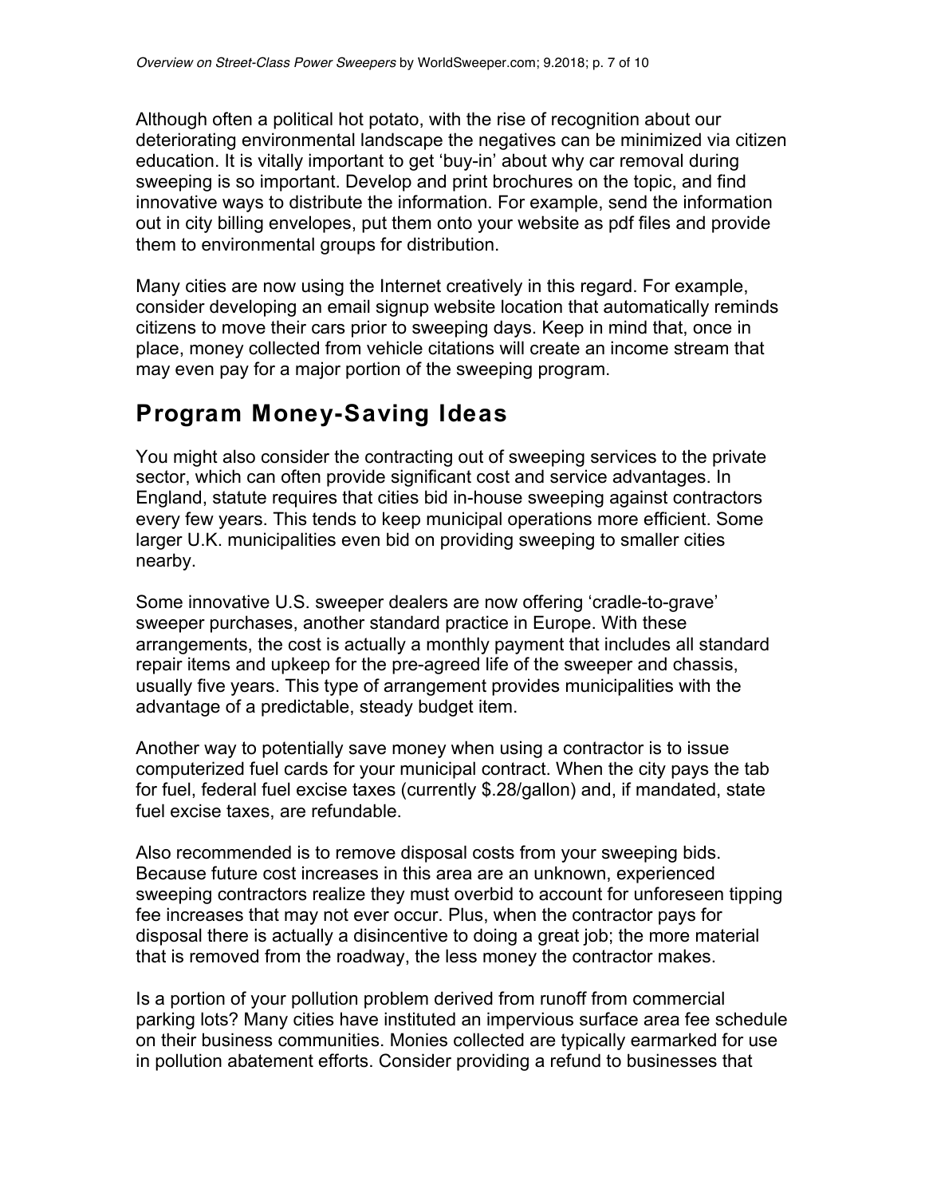Although often a political hot potato, with the rise of recognition about our deteriorating environmental landscape the negatives can be minimized via citizen education. It is vitally important to get 'buy-in' about why car removal during sweeping is so important. Develop and print brochures on the topic, and find innovative ways to distribute the information. For example, send the information out in city billing envelopes, put them onto your website as pdf files and provide them to environmental groups for distribution.

Many cities are now using the Internet creatively in this regard. For example, consider developing an email signup website location that automatically reminds citizens to move their cars prior to sweeping days. Keep in mind that, once in place, money collected from vehicle citations will create an income stream that may even pay for a major portion of the sweeping program.

## Program Money-Saving Ideas

You might also consider the contracting out of sweeping services to the private sector, which can often provide significant cost and service advantages. In England, statute requires that cities bid in-house sweeping against contractors every few years. This tends to keep municipal operations more efficient. Some larger U.K. municipalities even bid on providing sweeping to smaller cities nearby.

Some innovative U.S. sweeper dealers are now offering 'cradle-to-grave' sweeper purchases, another standard practice in Europe. With these arrangements, the cost is actually a monthly payment that includes all standard repair items and upkeep for the pre-agreed life of the sweeper and chassis, usually five years. This type of arrangement provides municipalities with the advantage of a predictable, steady budget item.

Another way to potentially save money when using a contractor is to issue computerized fuel cards for your municipal contract. When the city pays the tab for fuel, federal fuel excise taxes (currently $.28/gallon) and, if mandated, state fuel excise taxes, are refundable.

Also recommended is to remove disposal costs from your sweeping bids. Because future cost increases in this area are an unknown, experienced sweeping contractors realize they must overbid to account for unforeseen tipping fee increases that may not ever occur. Plus, when the contractor pays for disposal there is actually a disincentive to doing a great job; the more material that is removed from the roadway, the less money the contractor makes.

Is a portion of your pollution problem derived from runoff from commercial parking lots? Many cities have instituted an impervious surface area fee schedule on their business communities. Monies collected are typically earmarked for use in pollution abatement efforts. Consider providing a refund to businesses that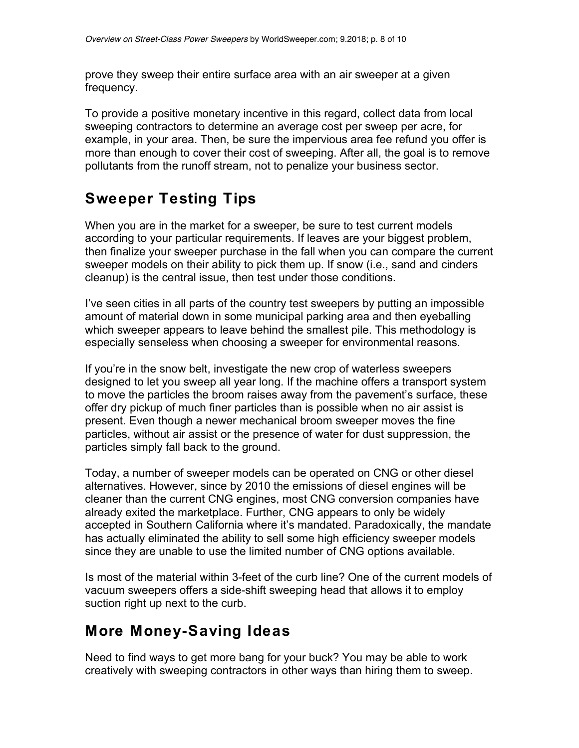prove they sweep their entire surface area with an air sweeper at a given frequency.

To provide a positive monetary incentive in this regard, collect data from local sweeping contractors to determine an average cost per sweep per acre, for example, in your area. Then, be sure the impervious area fee refund you offer is more than enough to cover their cost of sweeping. After all, the goal is to remove pollutants from the runoff stream, not to penalize your business sector.

## Sweeper Testing Tips

When you are in the market for a sweeper, be sure to test current models according to your particular requirements. If leaves are your biggest problem, then finalize your sweeper purchase in the fall when you can compare the current sweeper models on their ability to pick them up. If snow (i.e., sand and cinders cleanup) is the central issue, then test under those conditions.

I've seen cities in all parts of the country test sweepers by putting an impossible amount of material down in some municipal parking area and then eyeballing which sweeper appears to leave behind the smallest pile. This methodology is especially senseless when choosing a sweeper for environmental reasons.

If you're in the snow belt, investigate the new crop of waterless sweepers designed to let you sweep all year long. If the machine offers a transport system to move the particles the broom raises away from the pavement's surface, these offer dry pickup of much finer particles than is possible when no air assist is present. Even though a newer mechanical broom sweeper moves the fine particles, without air assist or the presence of water for dust suppression, the particles simply fall back to the ground.

Today, a number of sweeper models can be operated on CNG or other diesel alternatives. However, since by 2010 the emissions of diesel engines will be cleaner than the current CNG engines, most CNG conversion companies have already exited the marketplace. Further, CNG appears to only be widely accepted in Southern California where it's mandated. Paradoxically, the mandate has actually eliminated the ability to sell some high efficiency sweeper models since they are unable to use the limited number of CNG options available.

Is most of the material within 3-feet of the curb line? One of the current models of vacuum sweepers offers a side-shift sweeping head that allows it to employ suction right up next to the curb.

## More Money-Saving Ideas

Need to find ways to get more bang for your buck? You may be able to work creatively with sweeping contractors in other ways than hiring them to sweep.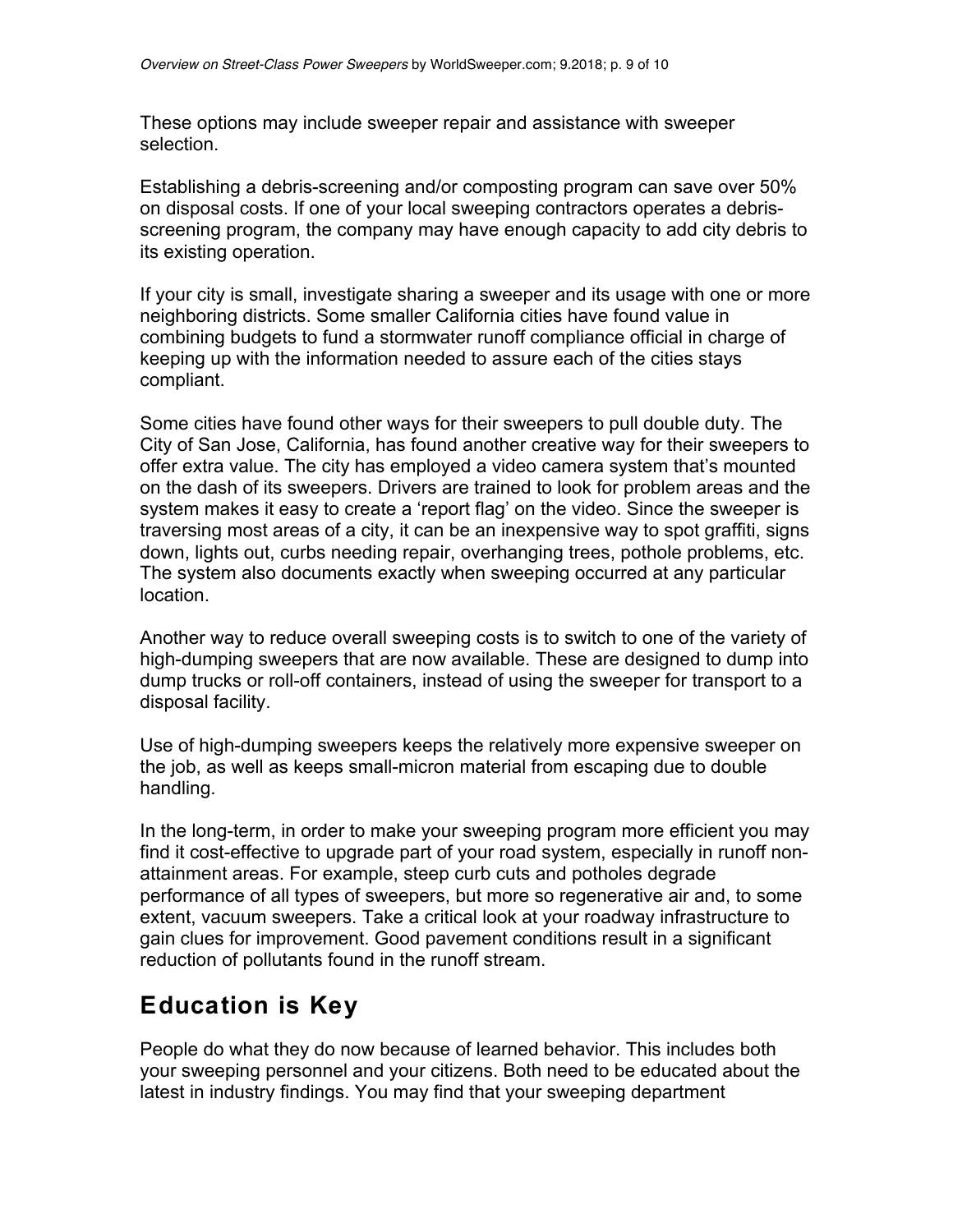These options may include sweeper repair and assistance with sweeper selection.

Establishing a debris-screening and/or composting program can save over 50% on disposal costs. If one of your local sweeping contractors operates a debris-screening program, the company may have enough capacity to add city debris to its existing operation.

If your city is small, investigate sharing a sweeper and its usage with one or more neighboring districts. Some smaller California cities have found value in combining budgets to fund a stormwater runoff compliance official in charge of keeping up with the information needed to assure each of the cities stays compliant.

Some cities have found other ways for their sweepers to pull double duty. The City of San Jose, California, has found another creative way for their sweepers to offer extra value. The city has employed a video camera system that's mounted on the dash of its sweepers. Drivers are trained to look for problem areas and the system makes it easy to create a 'report flag' on the video. Since the sweeper is traversing most areas of a city, it can be an inexpensive way to spot graffiti, signs down, lights out, curbs needing repair, overhanging trees, pothole problems, etc. The system also documents exactly when sweeping occurred at any particular location.

Another way to reduce overall sweeping costs is to switch to one of the variety of high-dumping sweepers that are now available. These are designed to dump into dump trucks or roll-off containers, instead of using the sweeper for transport to a disposal facility.

Use of high-dumping sweepers keeps the relatively more expensive sweeper on the job, as well as keeps small-micron material from escaping due to double handling.

In the long-term, in order to make your sweeping program more efficient you may find it cost-effective to upgrade part of your road system, especially in runoff non-attainment areas. For example, steep curb cuts and potholes degrade performance of all types of sweepers, but more so regenerative air and, to some extent, vacuum sweepers. Take a critical look at your roadway infrastructure to gain clues for improvement. Good pavement conditions result in a significant reduction of pollutants found in the runoff stream.

## Education is Key

People do what they do now because of learned behavior. This includes both your sweeping personnel and your citizens. Both need to be educated about the latest in industry findings. You may find that your sweeping department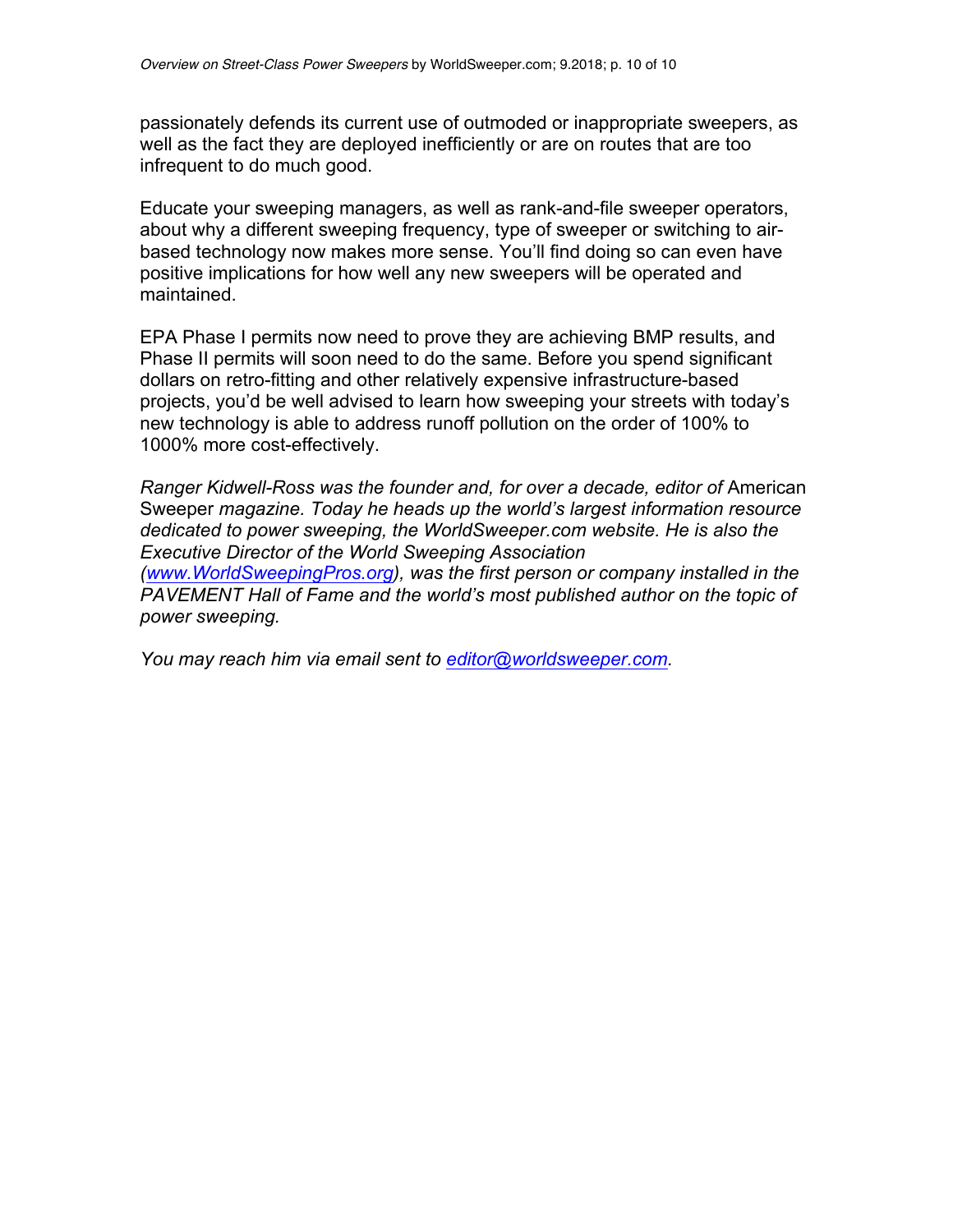passionately defends its current use of outmoded or inappropriate sweepers, as well as the fact they are deployed inefficiently or are on routes that are too infrequent to do much good.

Educate your sweeping managers, as well as rank-and-file sweeper operators, about why a different sweeping frequency, type of sweeper or switching to air-based technology now makes more sense. You'll find doing so can even have positive implications for how well any new sweepers will be operated and maintained.

EPA Phase I permits now need to prove they are achieving BMP results, and Phase II permits will soon need to do the same. Before you spend significant dollars on retro-fitting and other relatively expensive infrastructure-based projects, you'd be well advised to learn how sweeping your streets with today's new technology is able to address runoff pollution on the order of 100% to 1000% more cost-effectively.

*Ranger Kidwell-Ross was the founder and, for over a decade, editor of* American Sweeper *magazine. Today he heads up the world's largest information resource dedicated to power sweeping, the WorldSweeper.com website. He is also the Executive Director of the World Sweeping Association (www.WorldSweepingPros.org), was the first person or company installed in the PAVEMENT Hall of Fame and the world's most published author on the topic of power sweeping.*

*You may reach him via email sent to editor@worldsweeper.com.*